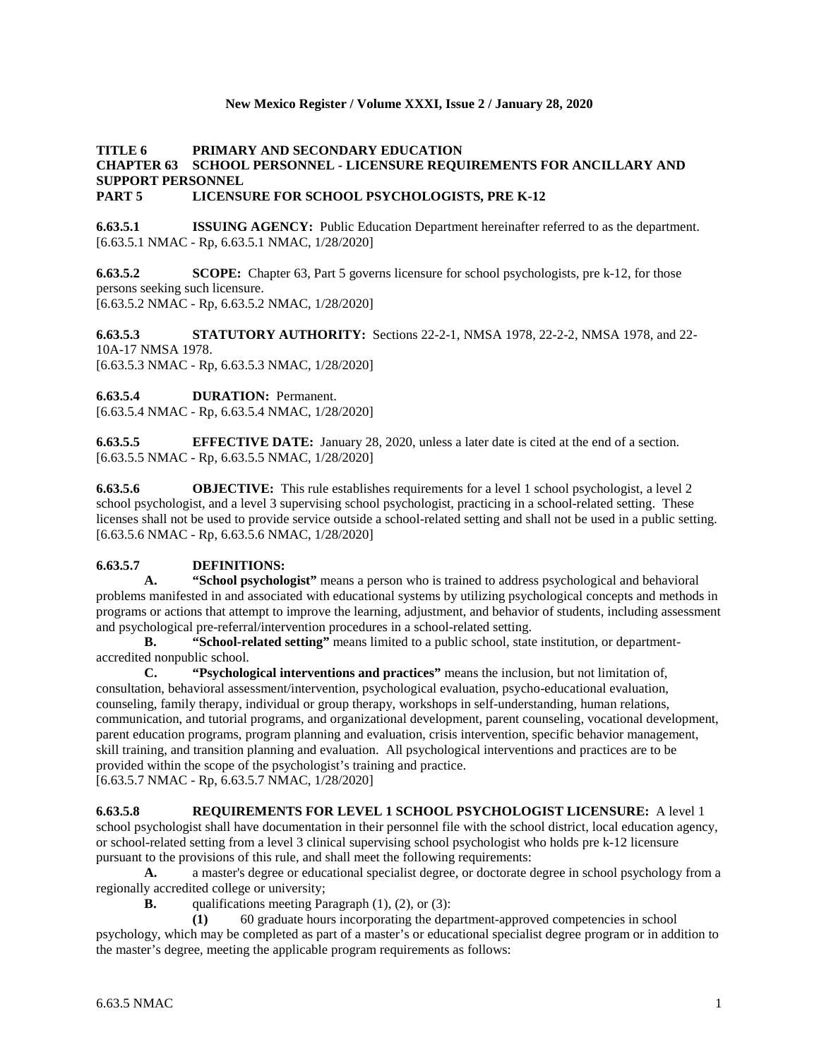**TITLE 6 PRIMARY AND SECONDARY EDUCATION**
**CHAPTER 63 SCHOOL PERSONNEL - LICENSURE REQUIREMENTS FOR ANCILLARY AND SUPPORT PERSONNEL**
**PART 5 LICENSURE FOR SCHOOL PSYCHOLOGISTS, PRE K-12**

**6.63.5.1 ISSUING AGENCY:** Public Education Department hereinafter referred to as the department.
[6.63.5.1 NMAC - Rp, 6.63.5.1 NMAC, 1/28/2020]

**6.63.5.2 SCOPE:** Chapter 63, Part 5 governs licensure for school psychologists, pre k-12, for those persons seeking such licensure.
[6.63.5.2 NMAC - Rp, 6.63.5.2 NMAC, 1/28/2020]

**6.63.5.3 STATUTORY AUTHORITY:** Sections 22-2-1, NMSA 1978, 22-2-2, NMSA 1978, and 22-10A-17 NMSA 1978.
[6.63.5.3 NMAC - Rp, 6.63.5.3 NMAC, 1/28/2020]

**6.63.5.4 DURATION:** Permanent.
[6.63.5.4 NMAC - Rp, 6.63.5.4 NMAC, 1/28/2020]

**6.63.5.5 EFFECTIVE DATE:** January 28, 2020, unless a later date is cited at the end of a section.
[6.63.5.5 NMAC - Rp, 6.63.5.5 NMAC, 1/28/2020]

**6.63.5.6 OBJECTIVE:** This rule establishes requirements for a level 1 school psychologist, a level 2 school psychologist, and a level 3 supervising school psychologist, practicing in a school-related setting. These licenses shall not be used to provide service outside a school-related setting and shall not be used in a public setting.
[6.63.5.6 NMAC - Rp, 6.63.5.6 NMAC, 1/28/2020]

**6.63.5.7 DEFINITIONS:**

**A. "School psychologist"** means a person who is trained to address psychological and behavioral problems manifested in and associated with educational systems by utilizing psychological concepts and methods in programs or actions that attempt to improve the learning, adjustment, and behavior of students, including assessment and psychological pre-referral/intervention procedures in a school-related setting.

**B. "School-related setting"** means limited to a public school, state institution, or department-accredited nonpublic school.

**C. "Psychological interventions and practices"** means the inclusion, but not limitation of, consultation, behavioral assessment/intervention, psychological evaluation, psycho-educational evaluation, counseling, family therapy, individual or group therapy, workshops in self-understanding, human relations, communication, and tutorial programs, and organizational development, parent counseling, vocational development, parent education programs, program planning and evaluation, crisis intervention, specific behavior management, skill training, and transition planning and evaluation. All psychological interventions and practices are to be provided within the scope of the psychologist's training and practice.
[6.63.5.7 NMAC - Rp, 6.63.5.7 NMAC, 1/28/2020]

**6.63.5.8 REQUIREMENTS FOR LEVEL 1 SCHOOL PSYCHOLOGIST LICENSURE:** A level 1 school psychologist shall have documentation in their personnel file with the school district, local education agency, or school-related setting from a level 3 clinical supervising school psychologist who holds pre k-12 licensure pursuant to the provisions of this rule, and shall meet the following requirements:

**A.** a master's degree or educational specialist degree, or doctorate degree in school psychology from a regionally accredited college or university;

**B.** qualifications meeting Paragraph (1), (2), or (3):

**(1)** 60 graduate hours incorporating the department-approved competencies in school psychology, which may be completed as part of a master's or educational specialist degree program or in addition to the master's degree, meeting the applicable program requirements as follows: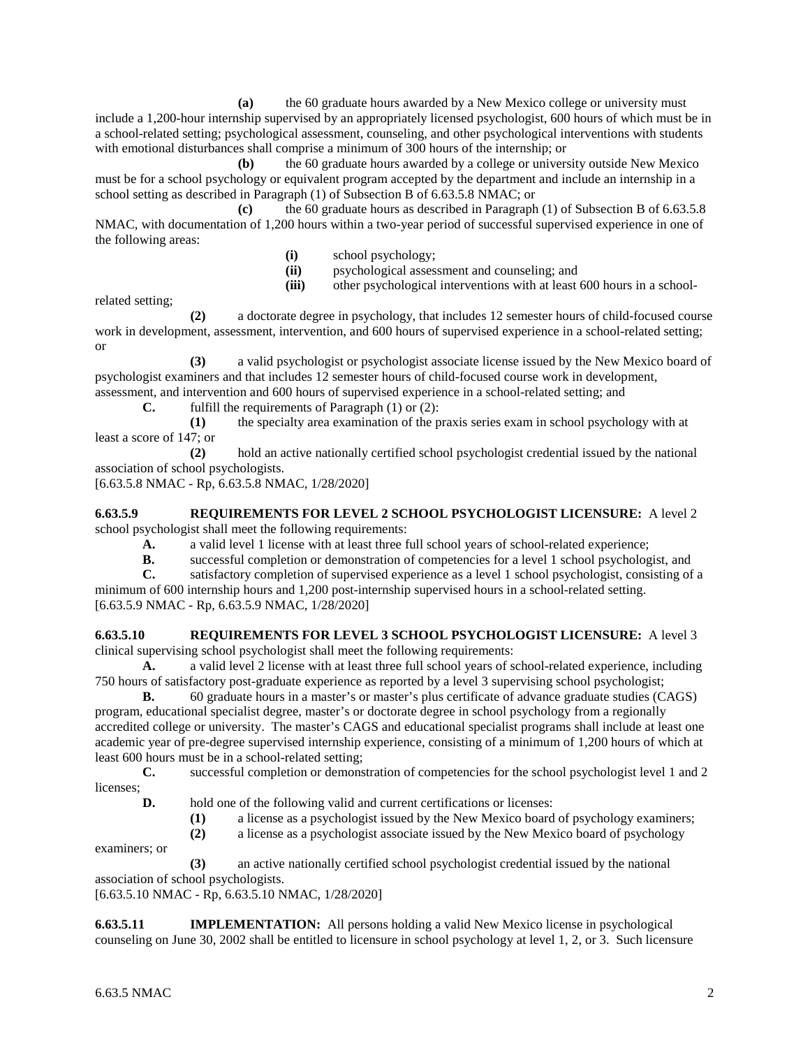**(a)** the 60 graduate hours awarded by a New Mexico college or university must include a 1,200-hour internship supervised by an appropriately licensed psychologist, 600 hours of which must be in a school-related setting; psychological assessment, counseling, and other psychological interventions with students with emotional disturbances shall comprise a minimum of 300 hours of the internship; or

**(b)** the 60 graduate hours awarded by a college or university outside New Mexico must be for a school psychology or equivalent program accepted by the department and include an internship in a school setting as described in Paragraph (1) of Subsection B of 6.63.5.8 NMAC; or

**(c)** the 60 graduate hours as described in Paragraph (1) of Subsection B of 6.63.5.8 NMAC, with documentation of 1,200 hours within a two-year period of successful supervised experience in one of the following areas:

**(i)** school psychology;

**(ii)** psychological assessment and counseling; and

**(iii)** other psychological interventions with at least 600 hours in a school-related setting;

**(2)** a doctorate degree in psychology, that includes 12 semester hours of child-focused course work in development, assessment, intervention, and 600 hours of supervised experience in a school-related setting; or

**(3)** a valid psychologist or psychologist associate license issued by the New Mexico board of psychologist examiners and that includes 12 semester hours of child-focused course work in development, assessment, and intervention and 600 hours of supervised experience in a school-related setting; and

**C.** fulfill the requirements of Paragraph (1) or (2):

**(1)** the specialty area examination of the praxis series exam in school psychology with at least a score of 147; or

**(2)** hold an active nationally certified school psychologist credential issued by the national association of school psychologists.

[6.63.5.8 NMAC - Rp, 6.63.5.8 NMAC, 1/28/2020]

**6.63.5.9 REQUIREMENTS FOR LEVEL 2 SCHOOL PSYCHOLOGIST LICENSURE:** A level 2 school psychologist shall meet the following requirements:

**A.** a valid level 1 license with at least three full school years of school-related experience;

**B.** successful completion or demonstration of competencies for a level 1 school psychologist, and

**C.** satisfactory completion of supervised experience as a level 1 school psychologist, consisting of a minimum of 600 internship hours and 1,200 post-internship supervised hours in a school-related setting.

[6.63.5.9 NMAC - Rp, 6.63.5.9 NMAC, 1/28/2020]

**6.63.5.10 REQUIREMENTS FOR LEVEL 3 SCHOOL PSYCHOLOGIST LICENSURE:** A level 3 clinical supervising school psychologist shall meet the following requirements:

**A.** a valid level 2 license with at least three full school years of school-related experience, including 750 hours of satisfactory post-graduate experience as reported by a level 3 supervising school psychologist;

**B.** 60 graduate hours in a master's or master's plus certificate of advance graduate studies (CAGS) program, educational specialist degree, master's or doctorate degree in school psychology from a regionally accredited college or university. The master's CAGS and educational specialist programs shall include at least one academic year of pre-degree supervised internship experience, consisting of a minimum of 1,200 hours of which at least 600 hours must be in a school-related setting;

**C.** successful completion or demonstration of competencies for the school psychologist level 1 and 2 licenses;

**D.** hold one of the following valid and current certifications or licenses:

**(1)** a license as a psychologist issued by the New Mexico board of psychology examiners;

**(2)** a license as a psychologist associate issued by the New Mexico board of psychology examiners; or

**(3)** an active nationally certified school psychologist credential issued by the national association of school psychologists.

[6.63.5.10 NMAC - Rp, 6.63.5.10 NMAC, 1/28/2020]

**6.63.5.11 IMPLEMENTATION:** All persons holding a valid New Mexico license in psychological counseling on June 30, 2002 shall be entitled to licensure in school psychology at level 1, 2, or 3. Such licensure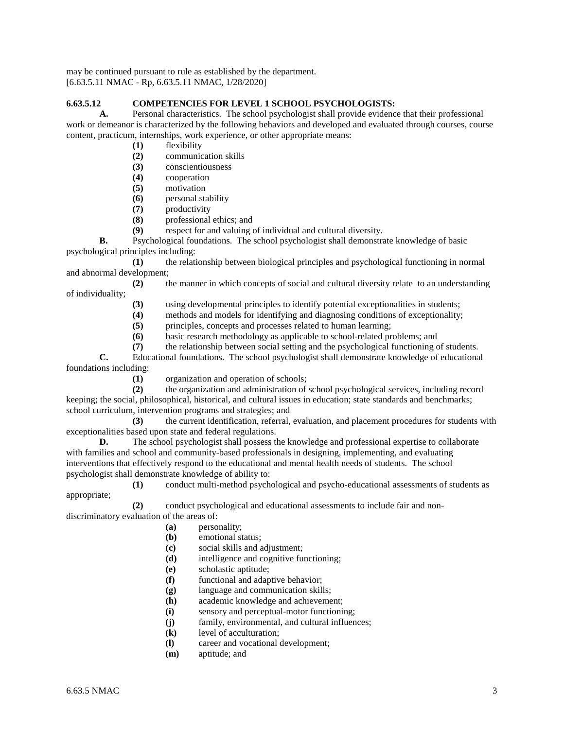may be continued pursuant to rule as established by the department.
[6.63.5.11 NMAC - Rp, 6.63.5.11 NMAC, 1/28/2020]

**6.63.5.12 COMPETENCIES FOR LEVEL 1 SCHOOL PSYCHOLOGISTS:**

**A.** Personal characteristics. The school psychologist shall provide evidence that their professional work or demeanor is characterized by the following behaviors and developed and evaluated through courses, course content, practicum, internships, work experience, or other appropriate means:

**(1)** flexibility
**(2)** communication skills
**(3)** conscientiousness
**(4)** cooperation
**(5)** motivation
**(6)** personal stability
**(7)** productivity
**(8)** professional ethics; and
**(9)** respect for and valuing of individual and cultural diversity.

**B.** Psychological foundations. The school psychologist shall demonstrate knowledge of basic psychological principles including:

**(1)** the relationship between biological principles and psychological functioning in normal and abnormal development;
**(2)** the manner in which concepts of social and cultural diversity relate to an understanding of individuality;
**(3)** using developmental principles to identify potential exceptionalities in students;
**(4)** methods and models for identifying and diagnosing conditions of exceptionality;
**(5)** principles, concepts and processes related to human learning;
**(6)** basic research methodology as applicable to school-related problems; and
**(7)** the relationship between social setting and the psychological functioning of students.

**C.** Educational foundations. The school psychologist shall demonstrate knowledge of educational foundations including:

**(1)** organization and operation of schools;
**(2)** the organization and administration of school psychological services, including record keeping; the social, philosophical, historical, and cultural issues in education; state standards and benchmarks; school curriculum, intervention programs and strategies; and
**(3)** the current identification, referral, evaluation, and placement procedures for students with exceptionalities based upon state and federal regulations.

**D.** The school psychologist shall possess the knowledge and professional expertise to collaborate with families and school and community-based professionals in designing, implementing, and evaluating interventions that effectively respond to the educational and mental health needs of students. The school psychologist shall demonstrate knowledge of ability to:

**(1)** conduct multi-method psychological and psycho-educational assessments of students as appropriate;
**(2)** conduct psychological and educational assessments to include fair and non-discriminatory evaluation of the areas of:

**(a)** personality;
**(b)** emotional status;
**(c)** social skills and adjustment;
**(d)** intelligence and cognitive functioning;
**(e)** scholastic aptitude;
**(f)** functional and adaptive behavior;
**(g)** language and communication skills;
**(h)** academic knowledge and achievement;
**(i)** sensory and perceptual-motor functioning;
**(j)** family, environmental, and cultural influences;
**(k)** level of acculturation;
**(l)** career and vocational development;
**(m)** aptitude; and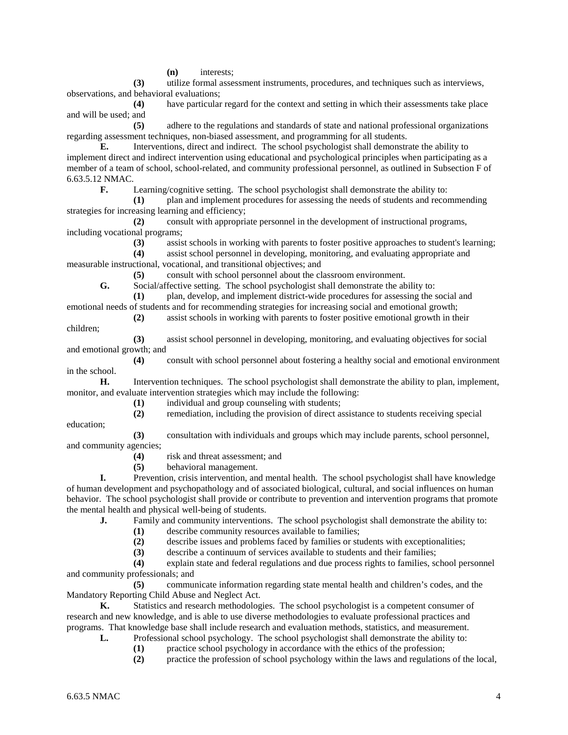**(n)** interests;

**(3)** utilize formal assessment instruments, procedures, and techniques such as interviews, observations, and behavioral evaluations;

**(4)** have particular regard for the context and setting in which their assessments take place and will be used; and

**(5)** adhere to the regulations and standards of state and national professional organizations regarding assessment techniques, non-biased assessment, and programming for all students.

**E.** Interventions, direct and indirect. The school psychologist shall demonstrate the ability to implement direct and indirect intervention using educational and psychological principles when participating as a member of a team of school, school-related, and community professional personnel, as outlined in Subsection F of 6.63.5.12 NMAC.

**F.** Learning/cognitive setting. The school psychologist shall demonstrate the ability to:

**(1)** plan and implement procedures for assessing the needs of students and recommending strategies for increasing learning and efficiency;

**(2)** consult with appropriate personnel in the development of instructional programs, including vocational programs;

**(3)** assist schools in working with parents to foster positive approaches to student's learning;

**(4)** assist school personnel in developing, monitoring, and evaluating appropriate and measurable instructional, vocational, and transitional objectives; and

**(5)** consult with school personnel about the classroom environment.

**G.** Social/affective setting. The school psychologist shall demonstrate the ability to:

**(1)** plan, develop, and implement district-wide procedures for assessing the social and emotional needs of students and for recommending strategies for increasing social and emotional growth;

**(2)** assist schools in working with parents to foster positive emotional growth in their children;

**(3)** assist school personnel in developing, monitoring, and evaluating objectives for social and emotional growth; and

**(4)** consult with school personnel about fostering a healthy social and emotional environment in the school.

**H.** Intervention techniques. The school psychologist shall demonstrate the ability to plan, implement, monitor, and evaluate intervention strategies which may include the following:

**(1)** individual and group counseling with students;

**(2)** remediation, including the provision of direct assistance to students receiving special education;

**(3)** consultation with individuals and groups which may include parents, school personnel, and community agencies;

**(4)** risk and threat assessment; and

**(5)** behavioral management.

**I.** Prevention, crisis intervention, and mental health. The school psychologist shall have knowledge of human development and psychopathology and of associated biological, cultural, and social influences on human behavior. The school psychologist shall provide or contribute to prevention and intervention programs that promote the mental health and physical well-being of students.

**J.** Family and community interventions. The school psychologist shall demonstrate the ability to:

**(1)** describe community resources available to families;

**(2)** describe issues and problems faced by families or students with exceptionalities;

**(3)** describe a continuum of services available to students and their families;

**(4)** explain state and federal regulations and due process rights to families, school personnel and community professionals; and

**(5)** communicate information regarding state mental health and children's codes, and the Mandatory Reporting Child Abuse and Neglect Act.

**K.** Statistics and research methodologies. The school psychologist is a competent consumer of research and new knowledge, and is able to use diverse methodologies to evaluate professional practices and programs. That knowledge base shall include research and evaluation methods, statistics, and measurement.

**L.** Professional school psychology. The school psychologist shall demonstrate the ability to:

**(1)** practice school psychology in accordance with the ethics of the profession;

**(2)** practice the profession of school psychology within the laws and regulations of the local,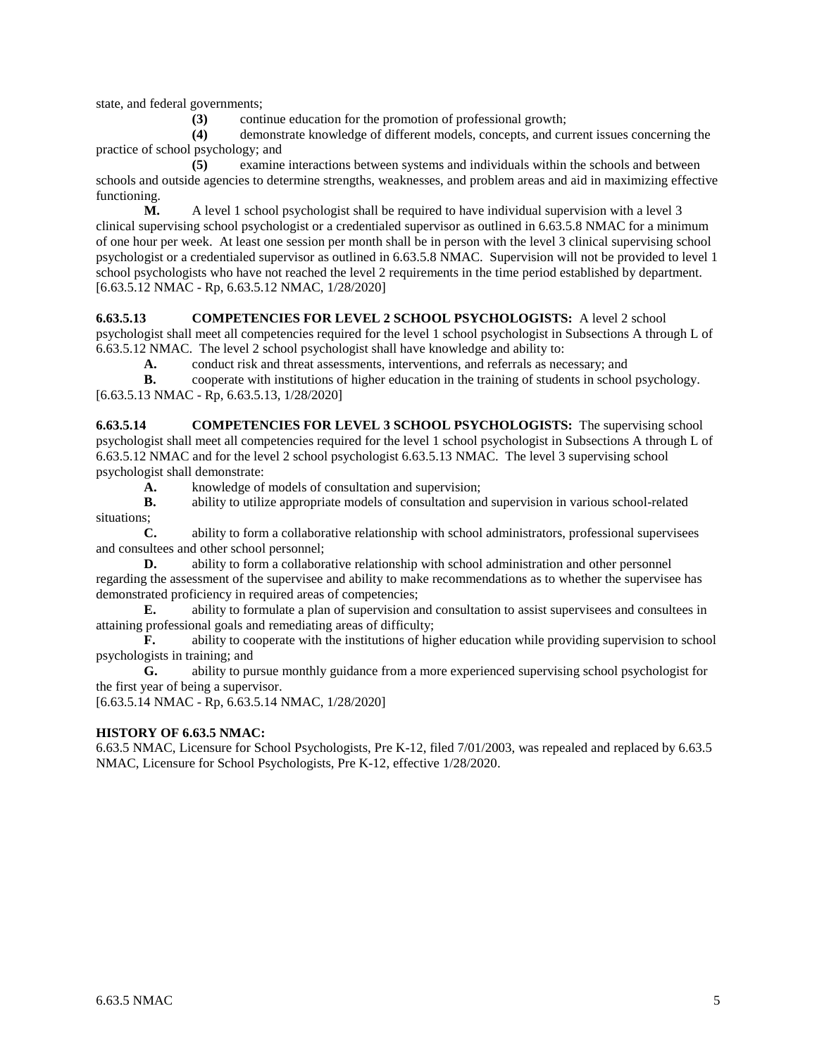state, and federal governments;

**(3)** continue education for the promotion of professional growth;

**(4)** demonstrate knowledge of different models, concepts, and current issues concerning the practice of school psychology; and

**(5)** examine interactions between systems and individuals within the schools and between schools and outside agencies to determine strengths, weaknesses, and problem areas and aid in maximizing effective functioning.

**M.** A level 1 school psychologist shall be required to have individual supervision with a level 3 clinical supervising school psychologist or a credentialed supervisor as outlined in 6.63.5.8 NMAC for a minimum of one hour per week. At least one session per month shall be in person with the level 3 clinical supervising school psychologist or a credentialed supervisor as outlined in 6.63.5.8 NMAC. Supervision will not be provided to level 1 school psychologists who have not reached the level 2 requirements in the time period established by department.
[6.63.5.12 NMAC - Rp, 6.63.5.12 NMAC, 1/28/2020]

**6.63.5.13 COMPETENCIES FOR LEVEL 2 SCHOOL PSYCHOLOGISTS:** A level 2 school psychologist shall meet all competencies required for the level 1 school psychologist in Subsections A through L of 6.63.5.12 NMAC. The level 2 school psychologist shall have knowledge and ability to:

**A.** conduct risk and threat assessments, interventions, and referrals as necessary; and

**B.** cooperate with institutions of higher education in the training of students in school psychology.
[6.63.5.13 NMAC - Rp, 6.63.5.13, 1/28/2020]

**6.63.5.14 COMPETENCIES FOR LEVEL 3 SCHOOL PSYCHOLOGISTS:** The supervising school psychologist shall meet all competencies required for the level 1 school psychologist in Subsections A through L of 6.63.5.12 NMAC and for the level 2 school psychologist 6.63.5.13 NMAC. The level 3 supervising school psychologist shall demonstrate:

**A.** knowledge of models of consultation and supervision;

**B.** ability to utilize appropriate models of consultation and supervision in various school-related situations;

**C.** ability to form a collaborative relationship with school administrators, professional supervisees and consultees and other school personnel;

**D.** ability to form a collaborative relationship with school administration and other personnel regarding the assessment of the supervisee and ability to make recommendations as to whether the supervisee has demonstrated proficiency in required areas of competencies;

**E.** ability to formulate a plan of supervision and consultation to assist supervisees and consultees in attaining professional goals and remediating areas of difficulty;

**F.** ability to cooperate with the institutions of higher education while providing supervision to school psychologists in training; and

**G.** ability to pursue monthly guidance from a more experienced supervising school psychologist for the first year of being a supervisor.
[6.63.5.14 NMAC - Rp, 6.63.5.14 NMAC, 1/28/2020]

**HISTORY OF 6.63.5 NMAC:**
6.63.5 NMAC, Licensure for School Psychologists, Pre K-12, filed 7/01/2003, was repealed and replaced by 6.63.5 NMAC, Licensure for School Psychologists, Pre K-12, effective 1/28/2020.